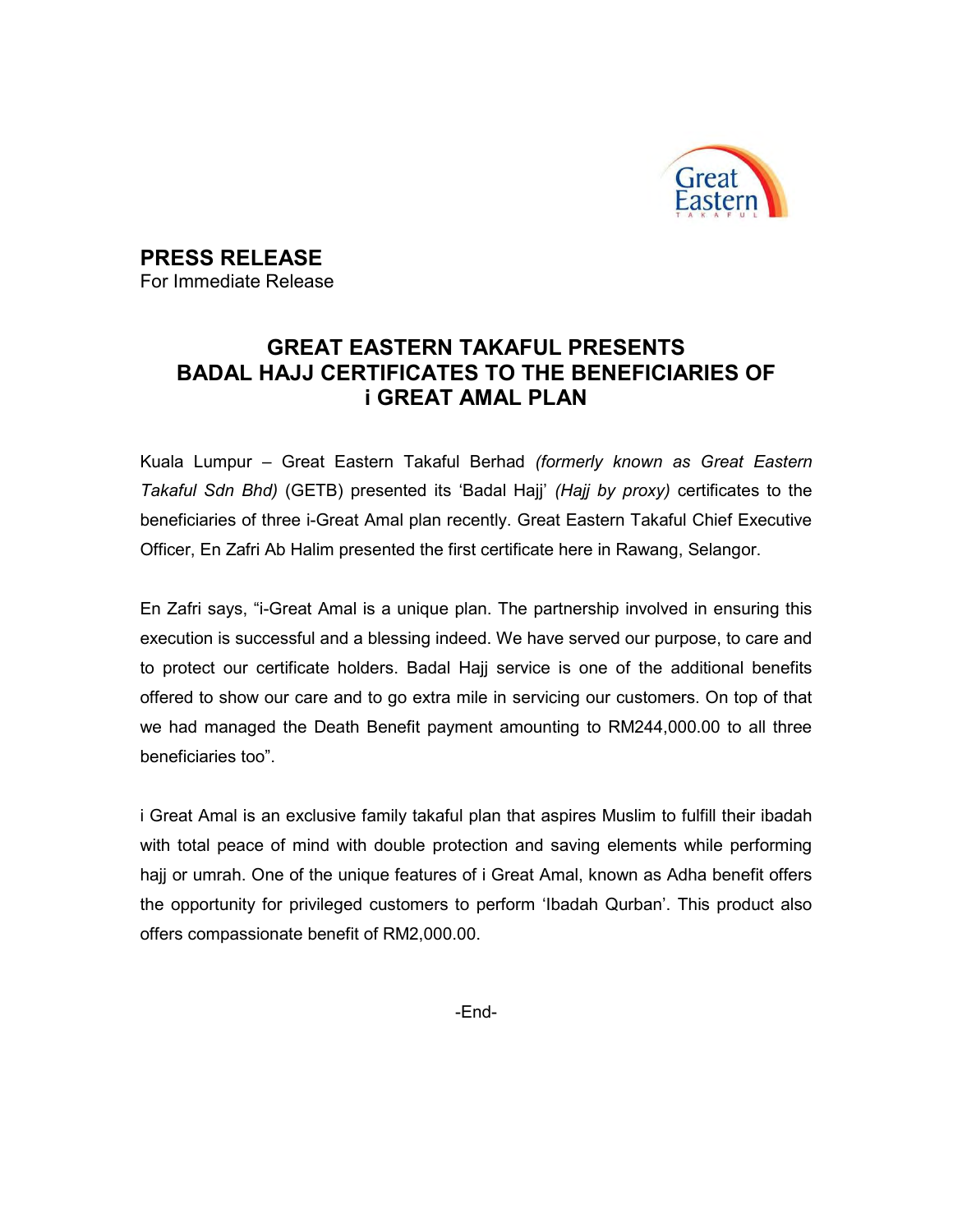**PRESS RELEASE**
For Immediate Release

# GREAT EASTERN TAKAFUL PRESENTS BADAL HAJJ CERTIFICATES TO THE BENEFICIARIES OF i GREAT AMAL PLAN

Kuala Lumpur – Great Eastern Takaful Berhad *(formerly known as Great Eastern Takaful Sdn Bhd)* (GETB) presented its 'Badal Hajj' *(Hajj by proxy)* certificates to the beneficiaries of three i-Great Amal plan recently. Great Eastern Takaful Chief Executive Officer, En Zafri Ab Halim presented the first certificate here in Rawang, Selangor.

En Zafri says, "i-Great Amal is a unique plan. The partnership involved in ensuring this execution is successful and a blessing indeed. We have served our purpose, to care and to protect our certificate holders. Badal Hajj service is one of the additional benefits offered to show our care and to go extra mile in servicing our customers. On top of that we had managed the Death Benefit payment amounting to RM244,000.00 to all three beneficiaries too".

i Great Amal is an exclusive family takaful plan that aspires Muslim to fulfill their ibadah with total peace of mind with double protection and saving elements while performing hajj or umrah. One of the unique features of i Great Amal, known as Adha benefit offers the opportunity for privileged customers to perform 'Ibadah Qurban'. This product also offers compassionate benefit of RM2,000.00.

-End-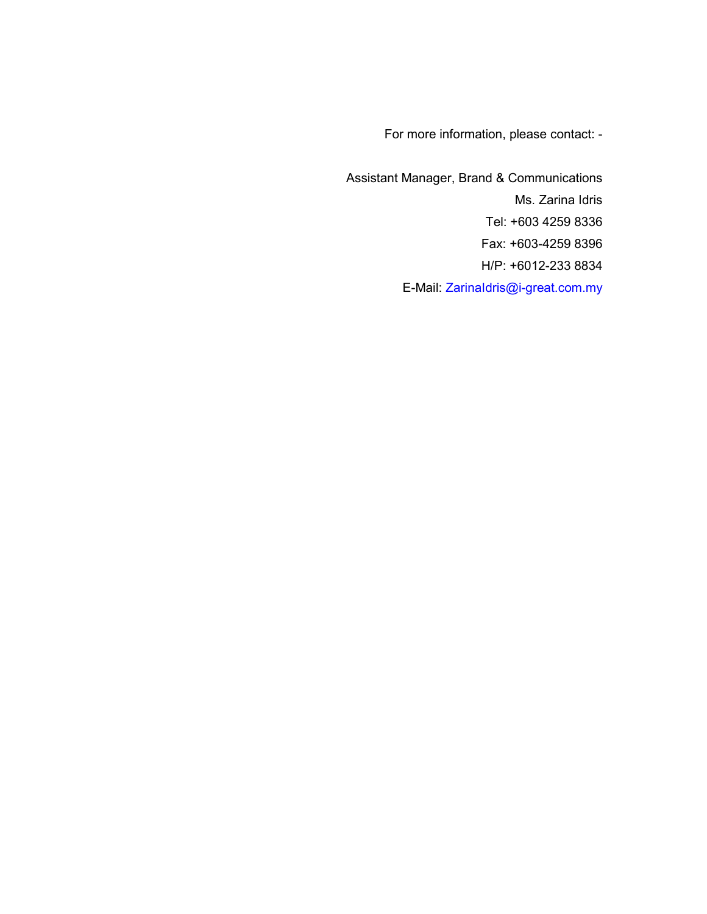For more information, please contact: -

Assistant Manager, Brand & Communications
Ms. Zarina Idris
Tel: +603 4259 8336
Fax: +603-4259 8396
H/P: +6012-233 8834
E-Mail: ZarinaIdris@i-great.com.my